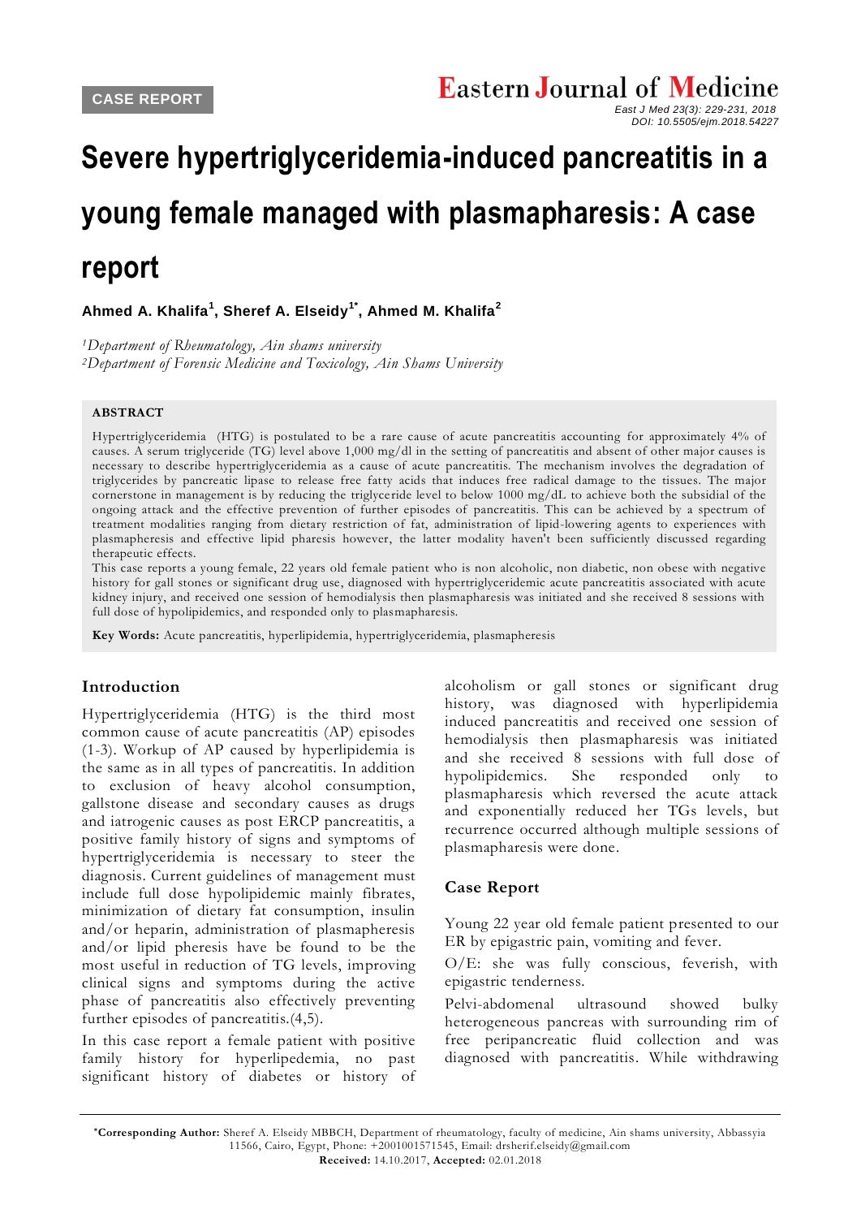CASE REPORT

# Severe hypertriglyceridemia-induced pancreatitis in a young female managed with plasmapheresis: A case report

**Ahmed A. Khalifa[1], Sheref A. Elseidy[1*], Ahmed M. Khalifa[2]**

*[1]Department of Rheumatology, Ain shams university*
*[2]Department of Forensic Medicine and Toxicology, Ain Shams University*

**ABSTRACT**

Hypertriglyceridemia (HTG) is postulated to be a rare cause of acute pancreatitis accounting for approximately 4% of causes. A serum triglyceride (TG) level above 1,000 mg/dl in the setting of pancreatitis and absent of other major causes is necessary to describe hypertriglyceridemia as a cause of acute pancreatitis. The mechanism involves the degradation of triglycerides by pancreatic lipase to release free fatty acids that induces free radical damage to the tissues. The major cornerstone in management is by reducing the triglyceride level to below 1000 mg/dL to achieve both the subsidial of the ongoing attack and the effective prevention of further episodes of pancreatitis. This can be achieved by a spectrum of treatment modalities ranging from dietary restriction of fat, administration of lipid-lowering agents to experiences with plasmapheresis and effective lipid pharesis however, the latter modality haven't been sufficiently discussed regarding therapeutic effects.

This case reports a young female, 22 years old female patient who is non alcoholic, non diabetic, non obese with negative history for gall stones or significant drug use, diagnosed with hypertriglyceridemic acute pancreatitis associated with acute kidney injury, and received one session of hemodialysis then plasmapharesis was initiated and she received 8 sessions with full dose of hypolipidemics, and responded only to plasmapharesis.

**Key Words:** Acute pancreatitis, hyperlipidemia, hypertriglyceridemia, plasmapheresis

## Introduction

Hypertriglyceridemia (HTG) is the third most common cause of acute pancreatitis (AP) episodes (1-3). Workup of AP caused by hyperlipidemia is the same as in all types of pancreatitis. In addition to exclusion of heavy alcohol consumption, gallstone disease and secondary causes as drugs and iatrogenic causes as post ERCP pancreatitis, a positive family history of signs and symptoms of hypertriglyceridemia is necessary to steer the diagnosis. Current guidelines of management must include full dose hypolipidemic mainly fibrates, minimization of dietary fat consumption, insulin and/or heparin, administration of plasmapheresis and/or lipid pheresis have be found to be the most useful in reduction of TG levels, improving clinical signs and symptoms during the active phase of pancreatitis also effectively preventing further episodes of pancreatitis.(4,5).

In this case report a female patient with positive family history for hyperlipedemia, no past significant history of diabetes or history of alcoholism or gall stones or significant drug history, was diagnosed with hyperlipidemia induced pancreatitis and received one session of hemodialysis then plasmapharesis was initiated and she received 8 sessions with full dose of hypolipidemics. She responded only to plasmapharesis which reversed the acute attack and exponentially reduced her TGs levels, but recurrence occurred although multiple sessions of plasmapharesis were done.

## Case Report

Young 22 year old female patient presented to our ER by epigastric pain, vomiting and fever.

O/E: she was fully conscious, feverish, with epigastric tenderness.

Pelvi-abdomenal ultrasound showed bulky heterogeneous pancreas with surrounding rim of free peripancreatic fluid collection and was diagnosed with pancreatitis. While withdrawing

*Corresponding Author: Sheref A. Elseidy MBBCH, Department of rheumatology, faculty of medicine, Ain shams university, Abbassyia 11566, Cairo, Egypt, Phone: +2001001571545, Email: drsherif.elseidy@gmail.com
**Received:** 14.10.2017, **Accepted:** 02.01.2018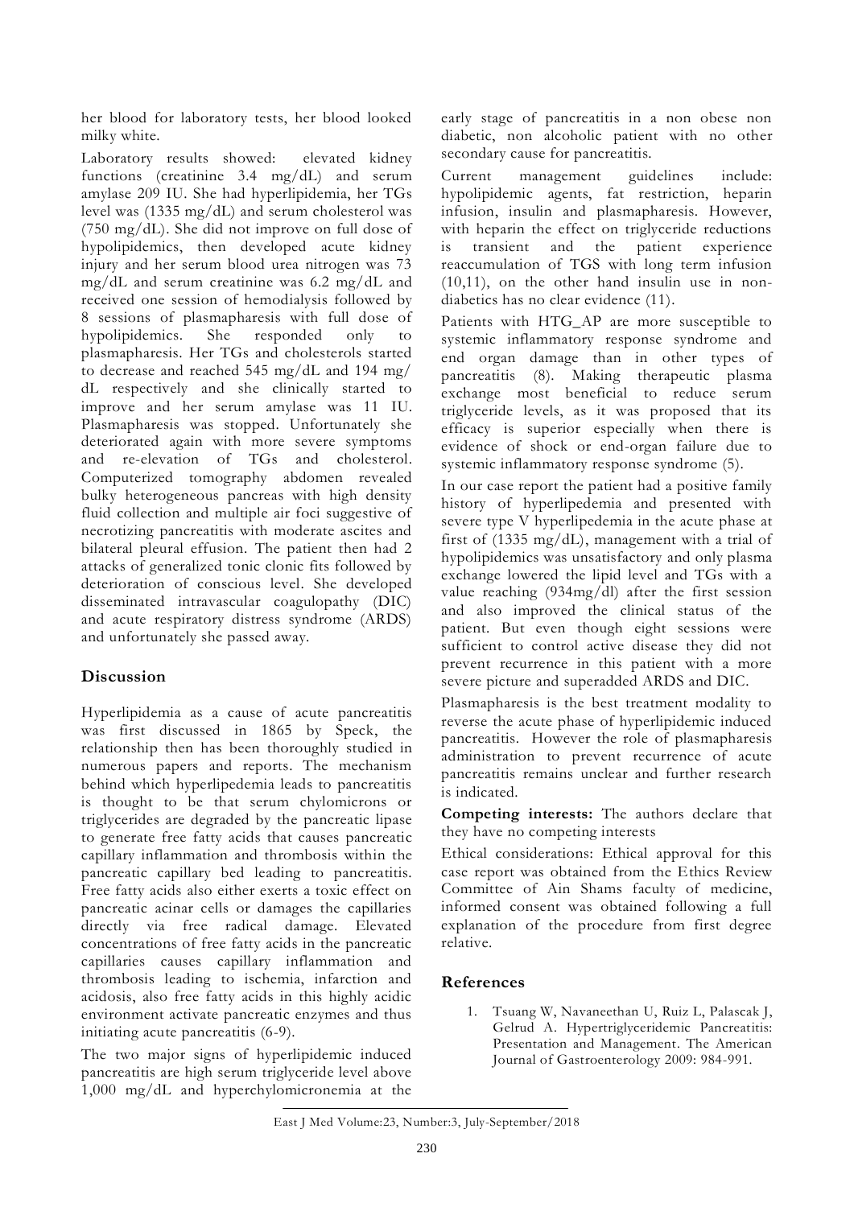her blood for laboratory tests, her blood looked milky white.

Laboratory results showed: elevated kidney functions (creatinine 3.4 mg/dL) and serum amylase 209 IU. She had hyperlipidemia, her TGs level was (1335 mg/dL) and serum cholesterol was (750 mg/dL). She did not improve on full dose of hypolipidemics, then developed acute kidney injury and her serum blood urea nitrogen was 73 mg/dL and serum creatinine was 6.2 mg/dL and received one session of hemodialysis followed by 8 sessions of plasmapharesis with full dose of hypolipidemics. She responded only to plasmapharesis. Her TGs and cholesterols started to decrease and reached 545 mg/dL and 194 mg/dL respectively and she clinically started to improve and her serum amylase was 11 IU. Plasmapharesis was stopped. Unfortunately she deteriorated again with more severe symptoms and re-elevation of TGs and cholesterol. Computerized tomography abdomen revealed bulky heterogeneous pancreas with high density fluid collection and multiple air foci suggestive of necrotizing pancreatitis with moderate ascites and bilateral pleural effusion. The patient then had 2 attacks of generalized tonic clonic fits followed by deterioration of conscious level. She developed disseminated intravascular coagulopathy (DIC) and acute respiratory distress syndrome (ARDS) and unfortunately she passed away.

## Discussion

Hyperlipidemia as a cause of acute pancreatitis was first discussed in 1865 by Speck, the relationship then has been thoroughly studied in numerous papers and reports. The mechanism behind which hyperlipedemia leads to pancreatitis is thought to be that serum chylomicrons or triglycerides are degraded by the pancreatic lipase to generate free fatty acids that causes pancreatic capillary inflammation and thrombosis within the pancreatic capillary bed leading to pancreatitis. Free fatty acids also either exerts a toxic effect on pancreatic acinar cells or damages the capillaries directly via free radical damage. Elevated concentrations of free fatty acids in the pancreatic capillaries causes capillary inflammation and thrombosis leading to ischemia, infarction and acidosis, also free fatty acids in this highly acidic environment activate pancreatic enzymes and thus initiating acute pancreatitis (6-9).

The two major signs of hyperlipidemic induced pancreatitis are high serum triglyceride level above 1,000 mg/dL and hyperchylomicronemia at the early stage of pancreatitis in a non obese non diabetic, non alcoholic patient with no other secondary cause for pancreatitis.

Current management guidelines include: hypolipidemic agents, fat restriction, heparin infusion, insulin and plasmapharesis. However, with heparin the effect on triglyceride reductions is transient and the patient experience reaccumulation of TGS with long term infusion (10,11), on the other hand insulin use in non-diabetics has no clear evidence (11).

Patients with HTG_AP are more susceptible to systemic inflammatory response syndrome and end organ damage than in other types of pancreatitis (8). Making therapeutic plasma exchange most beneficial to reduce serum triglyceride levels, as it was proposed that its efficacy is superior especially when there is evidence of shock or end-organ failure due to systemic inflammatory response syndrome (5).

In our case report the patient had a positive family history of hyperlipedemia and presented with severe type V hyperlipedemia in the acute phase at first of (1335 mg/dL), management with a trial of hypolipidemics was unsatisfactory and only plasma exchange lowered the lipid level and TGs with a value reaching (934mg/dl) after the first session and also improved the clinical status of the patient. But even though eight sessions were sufficient to control active disease they did not prevent recurrence in this patient with a more severe picture and superadded ARDS and DIC.

Plasmapharesis is the best treatment modality to reverse the acute phase of hyperlipidemic induced pancreatitis. However the role of plasmapharesis administration to prevent recurrence of acute pancreatitis remains unclear and further research is indicated.

**Competing interests:** The authors declare that they have no competing interests

Ethical considerations: Ethical approval for this case report was obtained from the Ethics Review Committee of Ain Shams faculty of medicine, informed consent was obtained following a full explanation of the procedure from first degree relative.

## References

1. Tsuang W, Navaneethan U, Ruiz L, Palascak J, Gelrud A. Hypertriglyceridemic Pancreatitis: Presentation and Management. The American Journal of Gastroenterology 2009: 984-991.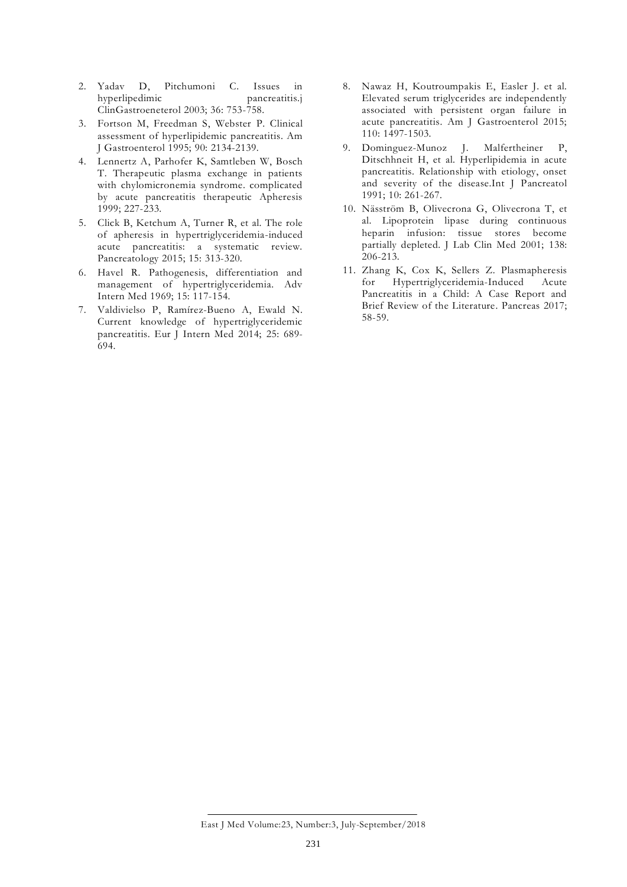2. Yadav D, Pitchumoni C. Issues in hyperlipedimic pancreatitis.j ClinGastroeneterol 2003; 36: 753-758.
3. Fortson M, Freedman S, Webster P. Clinical assessment of hyperlipidemic pancreatitis. Am J Gastroenterol 1995; 90: 2134-2139.
4. Lennertz A, Parhofer K, Samtleben W, Bosch T. Therapeutic plasma exchange in patients with chylomicronemia syndrome. complicated by acute pancreatitis therapeutic Apheresis 1999; 227-233.
5. Click B, Ketchum A, Turner R, et al. The role of apheresis in hypertriglyceridemia-induced acute pancreatitis: a systematic review. Pancreatology 2015; 15: 313-320.
6. Havel R. Pathogenesis, differentiation and management of hypertriglyceridemia. Adv Intern Med 1969; 15: 117-154.
7. Valdivielso P, Ramírez-Bueno A, Ewald N. Current knowledge of hypertriglyceridemic pancreatitis. Eur J Intern Med 2014; 25: 689-694.
8. Nawaz H, Koutroumpakis E, Easler J. et al. Elevated serum triglycerides are independently associated with persistent organ failure in acute pancreatitis. Am J Gastroenterol 2015; 110: 1497-1503.
9. Dominguez-Munoz J. Malfertheiner P, Ditschhneit H, et al. Hyperlipidemia in acute pancreatitis. Relationship with etiology, onset and severity of the disease.Int J Pancreatol 1991; 10: 261-267.
10. Näsström B, Olivecrona G, Olivecrona T, et al. Lipoprotein lipase during continuous heparin infusion: tissue stores become partially depleted. J Lab Clin Med 2001; 138: 206-213.
11. Zhang K, Cox K, Sellers Z. Plasmapheresis for Hypertriglyceridemia-Induced Acute Pancreatitis in a Child: A Case Report and Brief Review of the Literature. Pancreas 2017; 58-59.